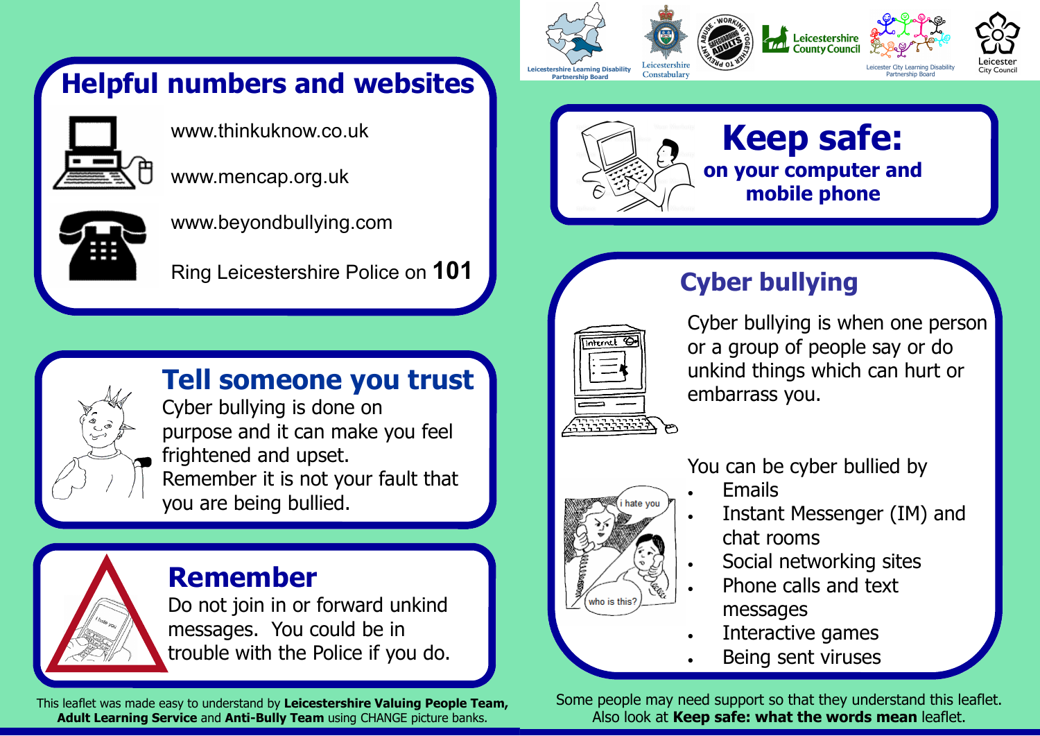# Keep safe:

## on your computer and mobile phone

## Cyber bullying

Cyber bullying is when one person or a group of people say or do unkind things which can hurt or embarrass you.

You can be cyber bullied by

- Emails
- Instant Messenger (IM) and chat rooms
- Social networking sites
- Phone calls and text messages
- Interactive games
- Being sent viruses

## Helpful numbers and websites

www.thinkuknow.co.uk

www.mencap.org.uk

www.beyondbullying.com

Ring Leicestershire Police on **101**

## Tell someone you trust

Cyber bullying is done on purpose and it can make you feel frightened and upset.
Remember it is not your fault that you are being bullied.

## Remember

Do not join in or forward unkind messages. You could be in trouble with the Police if you do.

This leaflet was made easy to understand by **Leicestershire Valuing People Team, Adult Learning Service** and **Anti-Bully Team** using CHANGE picture banks.

Some people may need support so that they understand this leaflet. Also look at **Keep safe: what the words mean** leaflet.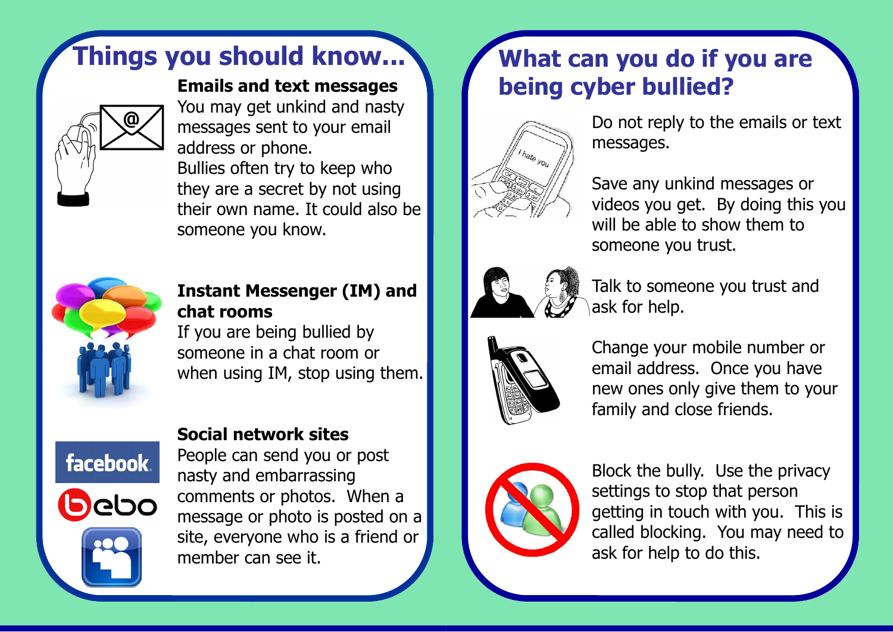## Things you should know...

### Emails and text messages

You may get unkind and nasty messages sent to your email address or phone.
Bullies often try to keep who they are a secret by not using their own name. It could also be someone you know.

### Instant Messenger (IM) and chat rooms

If you are being bullied by someone in a chat room or when using IM, stop using them.

### Social network sites

People can send you or post nasty and embarrassing comments or photos. When a message or photo is posted on a site, everyone who is a friend or member can see it.

## What can you do if you are being cyber bullied?

Do not reply to the emails or text messages.

Save any unkind messages or videos you get. By doing this you will be able to show them to someone you trust.

Talk to someone you trust and ask for help.

Change your mobile number or email address. Once you have new ones only give them to your family and close friends.

Block the bully. Use the privacy settings to stop that person getting in touch with you. This is called blocking. You may need to ask for help to do this.